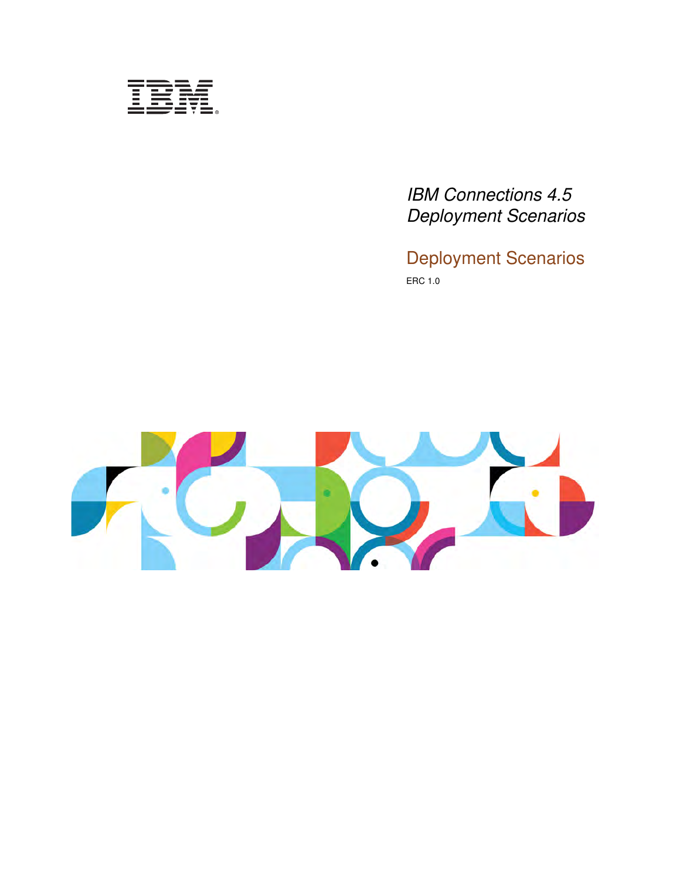IBM

# *IBM Connections 4.5 Deployment Scenarios*

## Deployment Scenarios

ERC 1.0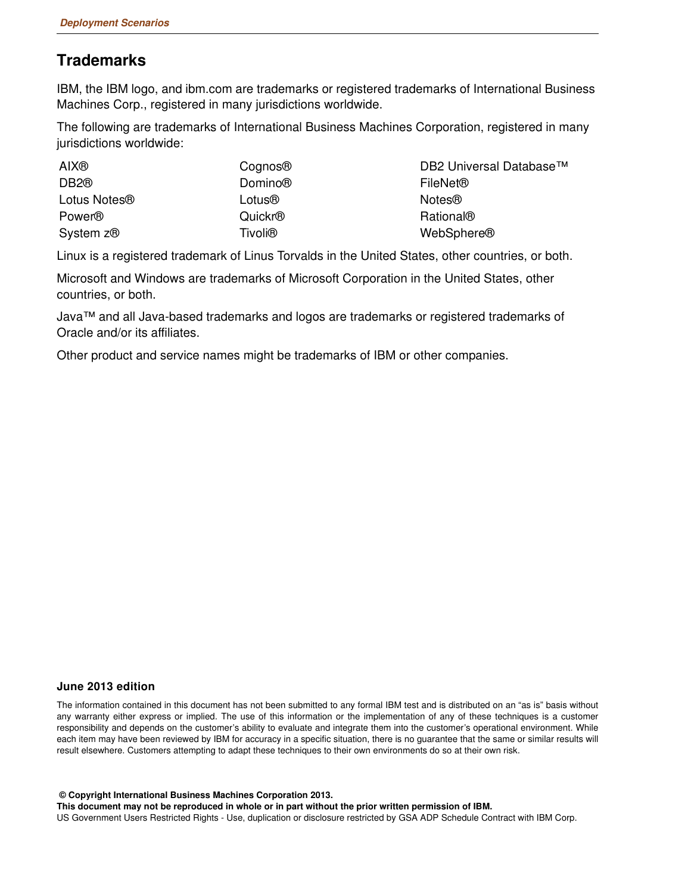## Trademarks

IBM, the IBM logo, and ibm.com are trademarks or registered trademarks of International Business Machines Corp., registered in many jurisdictions worldwide.

The following are trademarks of International Business Machines Corporation, registered in many jurisdictions worldwide:

| | | |
|---|---|---|
| AIX® | Cognos® | DB2 Universal Database™ |
| DB2® | Domino® | FileNet® |
| Lotus Notes® | Lotus® | Notes® |
| Power® | Quickr® | Rational® |
| System z® | Tivoli® | WebSphere® |

Linux is a registered trademark of Linus Torvalds in the United States, other countries, or both.

Microsoft and Windows are trademarks of Microsoft Corporation in the United States, other countries, or both.

Java™ and all Java-based trademarks and logos are trademarks or registered trademarks of Oracle and/or its affiliates.

Other product and service names might be trademarks of IBM or other companies.

**June 2013 edition**

The information contained in this document has not been submitted to any formal IBM test and is distributed on an "as is" basis without any warranty either express or implied. The use of this information or the implementation of any of these techniques is a customer responsibility and depends on the customer's ability to evaluate and integrate them into the customer's operational environment. While each item may have been reviewed by IBM for accuracy in a specific situation, there is no guarantee that the same or similar results will result elsewhere. Customers attempting to adapt these techniques to their own environments do so at their own risk.

**© Copyright International Business Machines Corporation 2013.**
**This document may not be reproduced in whole or in part without the prior written permission of IBM.**
US Government Users Restricted Rights - Use, duplication or disclosure restricted by GSA ADP Schedule Contract with IBM Corp.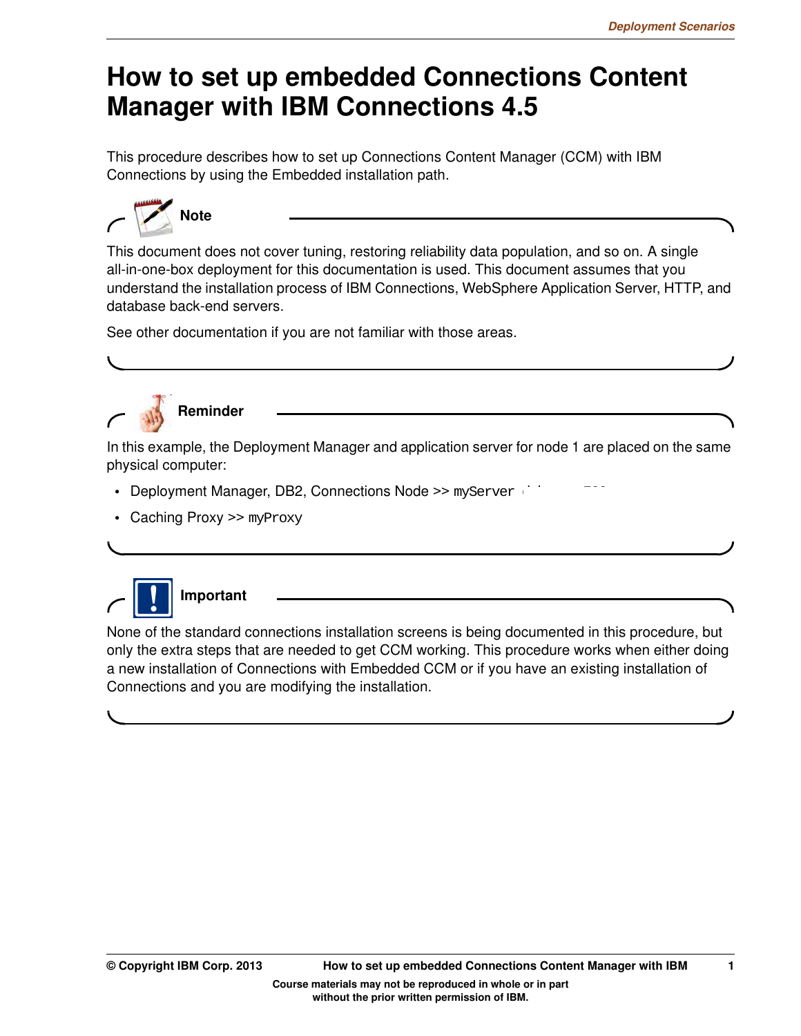# How to set up embedded Connections Content Manager with IBM Connections 4.5

This procedure describes how to set up Connections Content Manager (CCM) with IBM Connections by using the Embedded installation path.

**Note**

This document does not cover tuning, restoring reliability data population, and so on. A single all-in-one-box deployment for this documentation is used. This document assumes that you understand the installation process of IBM Connections, WebSphere Application Server, HTTP, and database back-end servers.

See other documentation if you are not familiar with those areas.

**Reminder**

In this example, the Deployment Manager and application server for node 1 are placed on the same physical computer:

- Deployment Manager, DB2, Connections Node >> `myServer`
- Caching Proxy >> `myProxy`

**Important**

None of the standard connections installation screens is being documented in this procedure, but only the extra steps that are needed to get CCM working. This procedure works when either doing a new installation of Connections with Embedded CCM or if you have an existing installation of Connections and you are modifying the installation.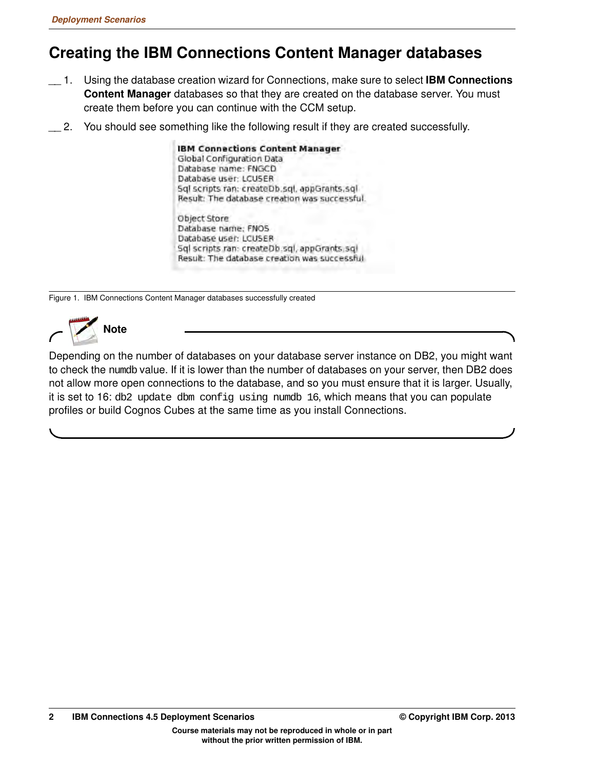# Creating the IBM Connections Content Manager databases

__ 1. Using the database creation wizard for Connections, make sure to select **IBM Connections Content Manager** databases so that they are created on the database server. You must create them before you can continue with the CCM setup.

__ 2. You should see something like the following result if they are created successfully.

**IBM Connections Content Manager**
Global Configuration Data
Database name: FNGCD
Database user: LCUSER
Sql scripts ran: createDb.sql, appGrants.sql
Result: The database creation was successful.

Object Store
Database name: FNOS
Database user: LCUSER
Sql scripts ran: createDb.sql, appGrants.sql
Result: The database creation was successful.

Figure 1. IBM Connections Content Manager databases successfully created

**Note**

Depending on the number of databases on your database server instance on DB2, you might want to check the numdb value. If it is lower than the number of databases on your server, then DB2 does not allow more open connections to the database, and so you must ensure that it is larger. Usually, it is set to 16: `db2 update dbm config using numdb 16`, which means that you can populate profiles or build Cognos Cubes at the same time as you install Connections.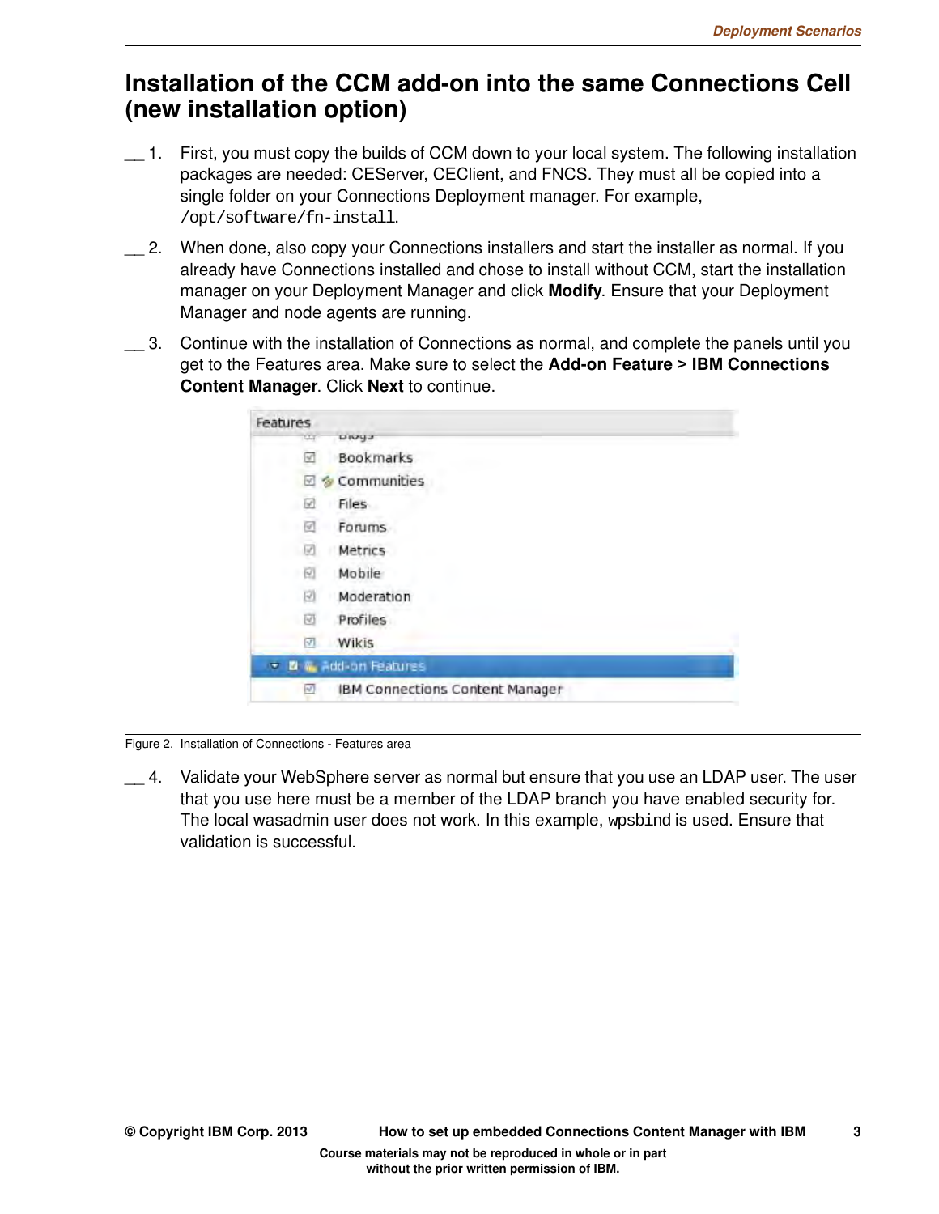# Installation of the CCM add-on into the same Connections Cell (new installation option)

__ 1. First, you must copy the builds of CCM down to your local system. The following installation packages are needed: CEServer, CEClient, and FNCS. They must all be copied into a single folder on your Connections Deployment manager. For example, `/opt/software/fn-install`.

__ 2. When done, also copy your Connections installers and start the installer as normal. If you already have Connections installed and chose to install without CCM, start the installation manager on your Deployment Manager and click **Modify**. Ensure that your Deployment Manager and node agents are running.

__ 3. Continue with the installation of Connections as normal, and complete the panels until you get to the Features area. Make sure to select the **Add-on Feature > IBM Connections Content Manager**. Click **Next** to continue.

Figure 2. Installation of Connections - Features area

__ 4. Validate your WebSphere server as normal but ensure that you use an LDAP user. The user that you use here must be a member of the LDAP branch you have enabled security for. The local wasadmin user does not work. In this example, wpsbind is used. Ensure that validation is successful.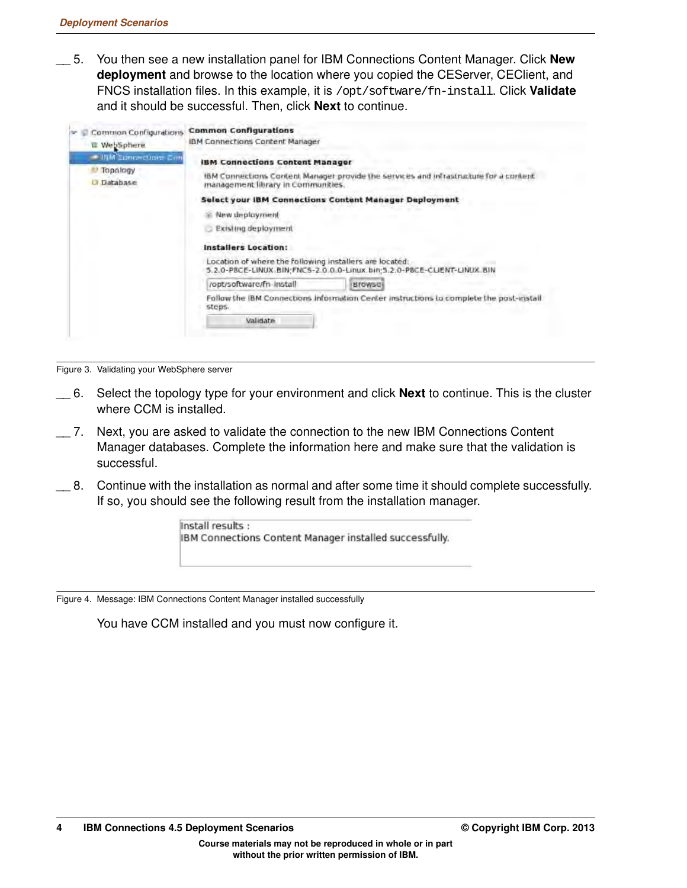__ 5. You then see a new installation panel for IBM Connections Content Manager. Click **New deployment** and browse to the location where you copied the CEServer, CEClient, and FNCS installation files. In this example, it is `/opt/software/fn-install`. Click **Validate** and it should be successful. Then, click **Next** to continue.

Figure 3. Validating your WebSphere server

__ 6. Select the topology type for your environment and click **Next** to continue. This is the cluster where CCM is installed.

__ 7. Next, you are asked to validate the connection to the new IBM Connections Content Manager databases. Complete the information here and make sure that the validation is successful.

__ 8. Continue with the installation as normal and after some time it should complete successfully. If so, you should see the following result from the installation manager.

Figure 4. Message: IBM Connections Content Manager installed successfully

You have CCM installed and you must now configure it.

Course materials may not be reproduced in whole or in part without the prior written permission of IBM.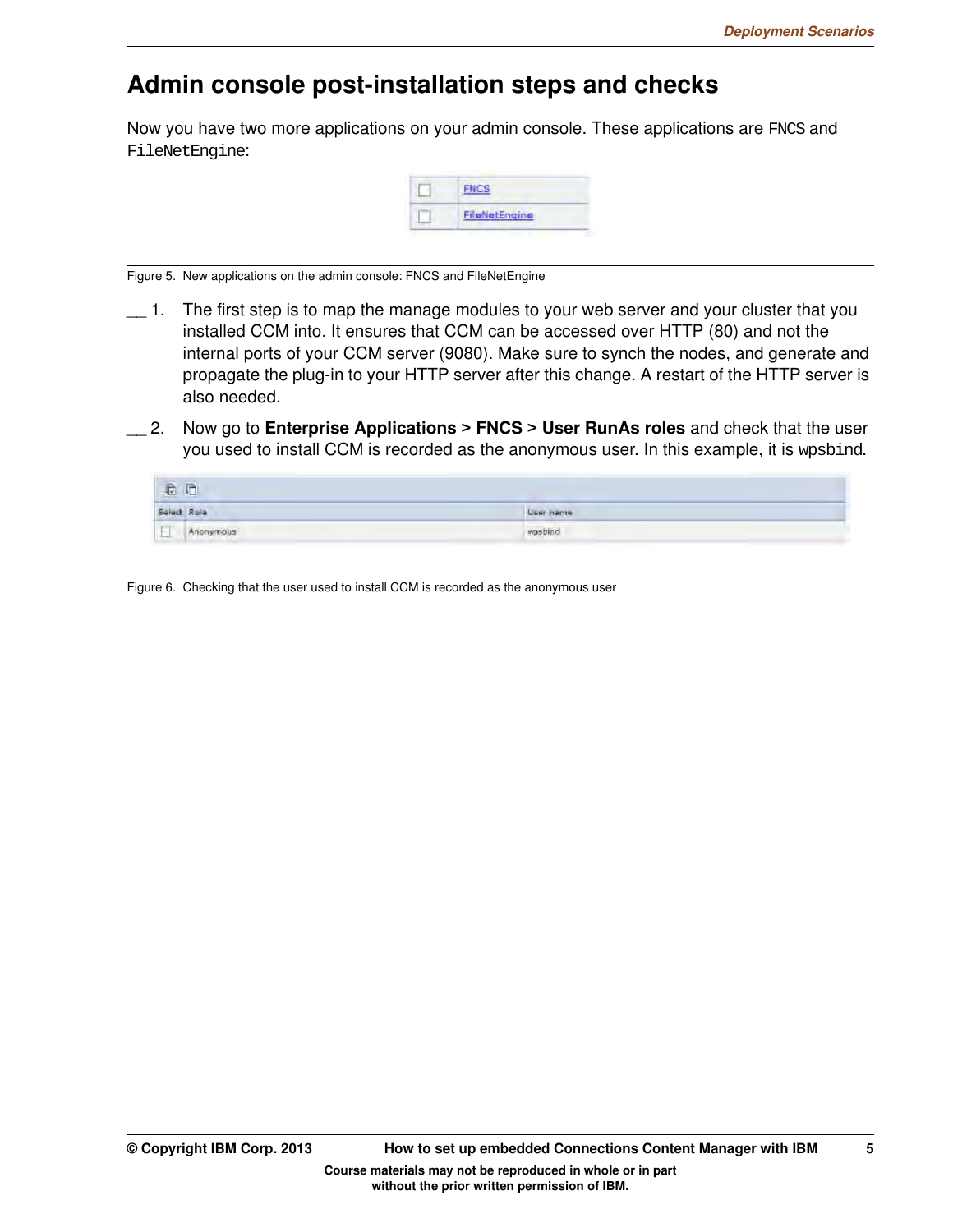# Admin console post-installation steps and checks

Now you have two more applications on your admin console. These applications are FNCS and FileNetEngine:

Figure 5. New applications on the admin console: FNCS and FileNetEngine

__ 1. The first step is to map the manage modules to your web server and your cluster that you installed CCM into. It ensures that CCM can be accessed over HTTP (80) and not the internal ports of your CCM server (9080). Make sure to synch the nodes, and generate and propagate the plug-in to your HTTP server after this change. A restart of the HTTP server is also needed.

__ 2. Now go to **Enterprise Applications > FNCS > User RunAs roles** and check that the user you used to install CCM is recorded as the anonymous user. In this example, it is wpsbind.

Figure 6. Checking that the user used to install CCM is recorded as the anonymous user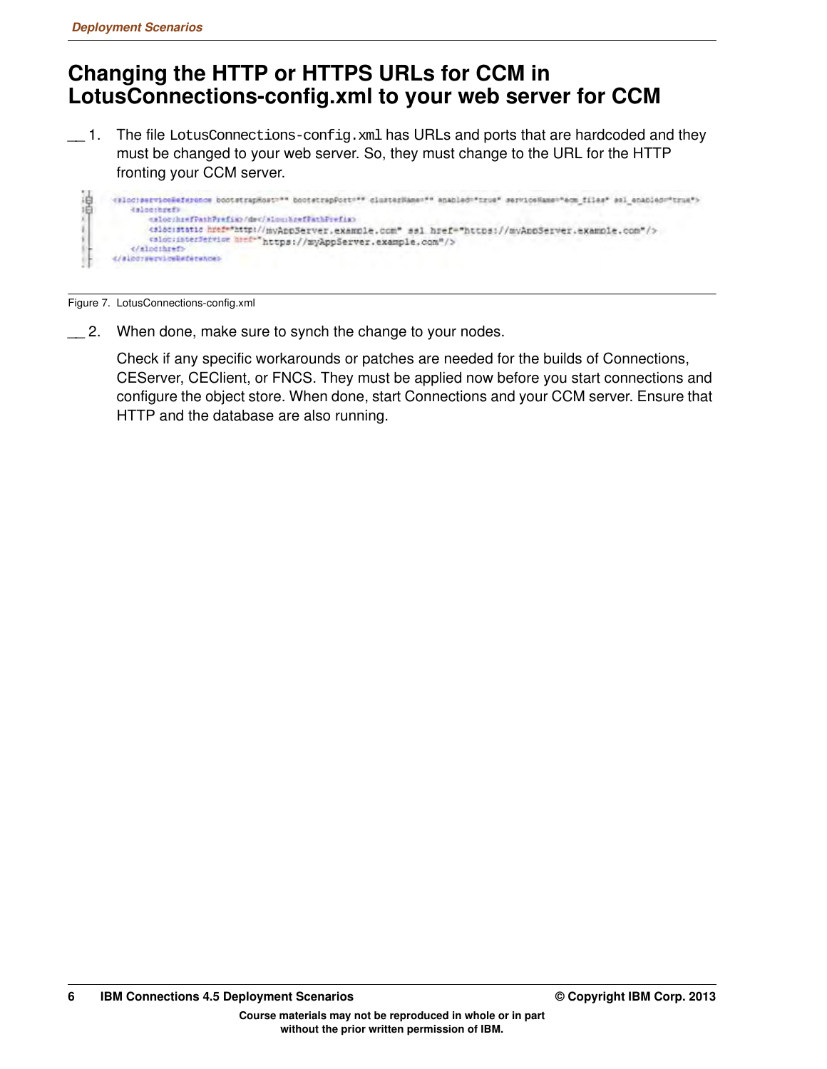# Changing the HTTP or HTTPS URLs for CCM in LotusConnections-config.xml to your web server for CCM

__ 1. The file `LotusConnections-config.xml` has URLs and ports that are hardcoded and they must be changed to your web server. So, they must change to the URL for the HTTP fronting your CCM server.

```
<sloc:serviceReference bootstrapHost="" bootstrapPort="" clusterName="" enabled="true" serviceName="ecm_files" ssl_enabled="true">
    <sloc:href>
        <sloc:hrefPathPrefix>/dm</sloc:hrefPathPrefix>
        <sloc:static href="http://myAppServer.example.com" ssl href="https://myAppServer.example.com"/>
        <sloc:interService href="https://myAppServer.example.com"/>
    </sloc:href>
</sloc:serviceReference>
```

Figure 7. LotusConnections-config.xml

__ 2. When done, make sure to synch the change to your nodes.

Check if any specific workarounds or patches are needed for the builds of Connections, CEServer, CEClient, or FNCS. They must be applied now before you start connections and configure the object store. When done, start Connections and your CCM server. Ensure that HTTP and the database are also running.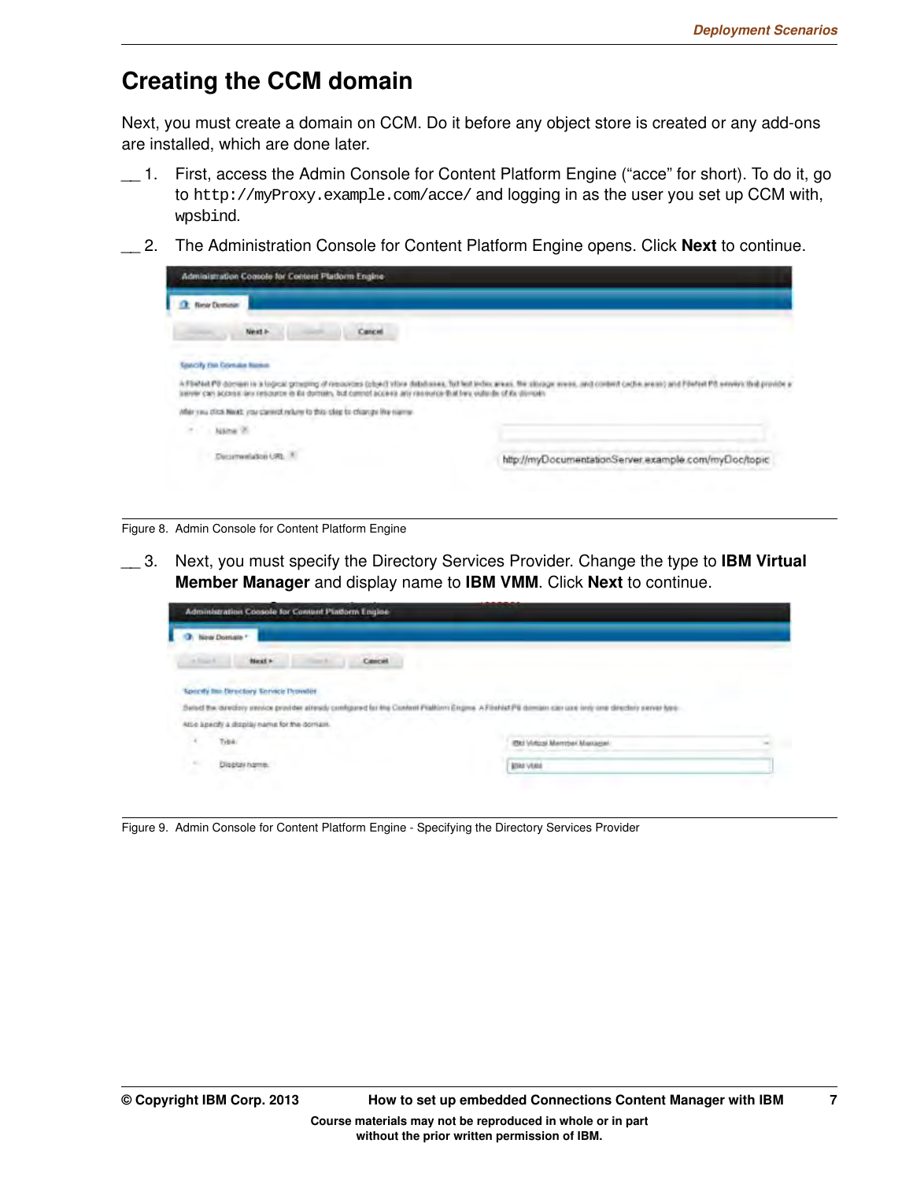## Creating the CCM domain

Next, you must create a domain on CCM. Do it before any object store is created or any add-ons are installed, which are done later.

__ 1. First, access the Admin Console for Content Platform Engine ("acce" for short). To do it, go to `http://myProxy.example.com/acce/` and logging in as the user you set up CCM with, `wpsbind`.

__ 2. The Administration Console for Content Platform Engine opens. Click **Next** to continue.

Figure 8. Admin Console for Content Platform Engine

__ 3. Next, you must specify the Directory Services Provider. Change the type to **IBM Virtual Member Manager** and display name to **IBM VMM**. Click **Next** to continue.

Figure 9. Admin Console for Content Platform Engine - Specifying the Directory Services Provider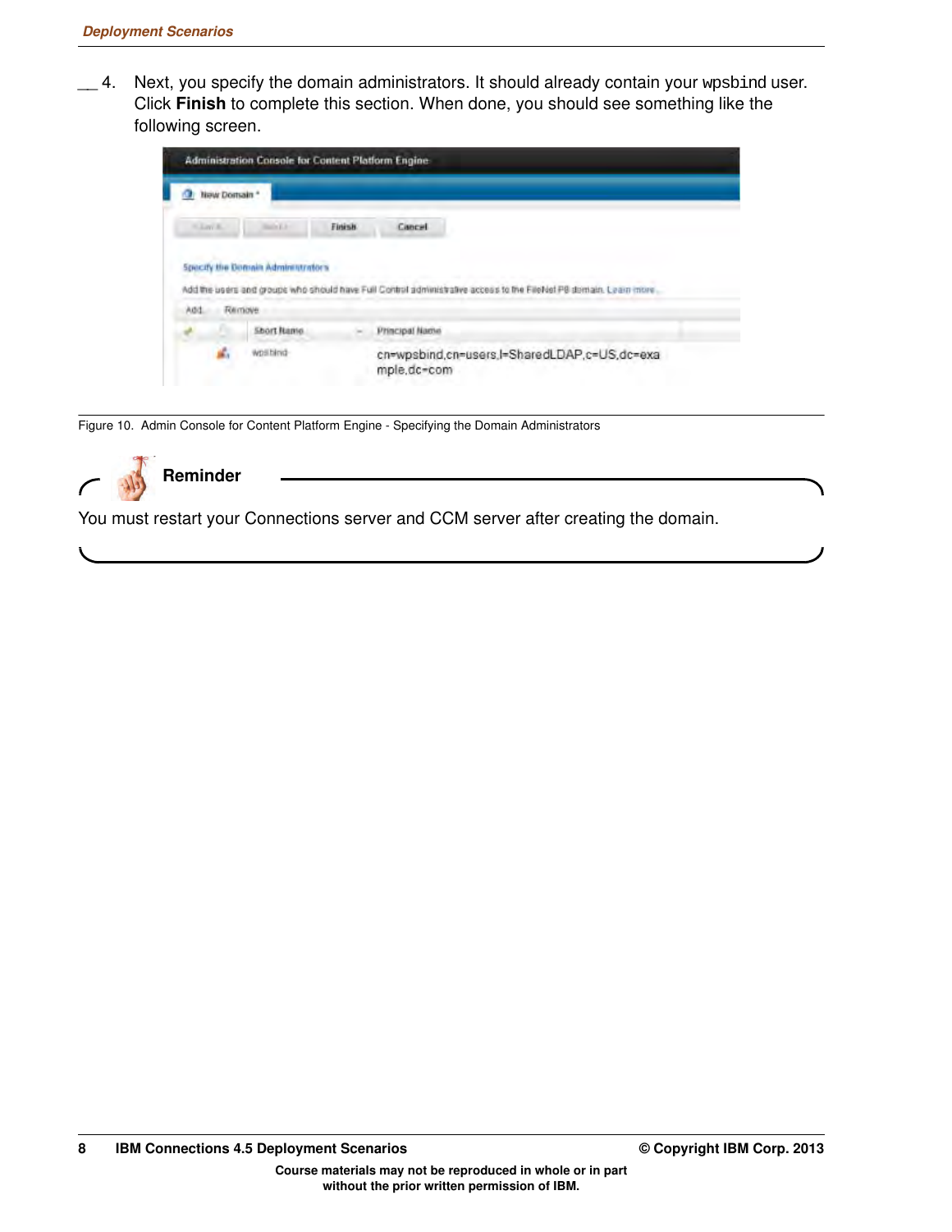__ 4. Next, you specify the domain administrators. It should already contain your wpsbind user. Click **Finish** to complete this section. When done, you should see something like the following screen.

Figure 10. Admin Console for Content Platform Engine - Specifying the Domain Administrators

**Reminder**

You must restart your Connections server and CCM server after creating the domain.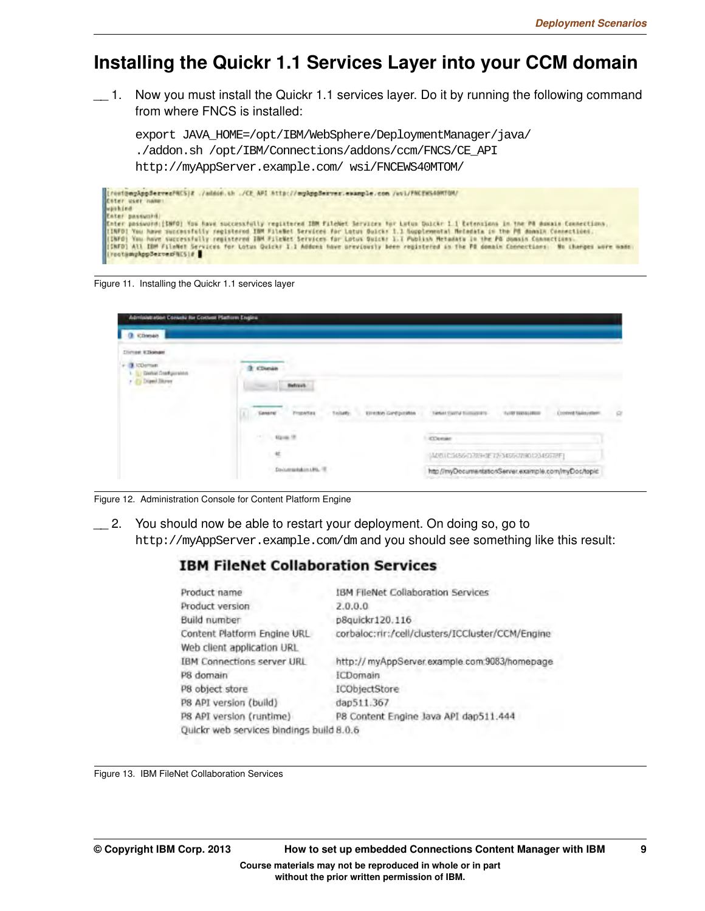## Installing the Quickr 1.1 Services Layer into your CCM domain

__ 1. Now you must install the Quickr 1.1 services layer. Do it by running the following command from where FNCS is installed:

```
export JAVA_HOME=/opt/IBM/WebSphere/DeploymentManager/java/
./addon.sh /opt/IBM/Connections/addons/ccm/FNCS/CE_API
http://myAppServer.example.com/ wsi/FNCEWS40MTOM/
```

```
[root@myAppServerFNCS]# ./addon.sh ./CE_API http://myAppServer.example.com /wsi/FNCEWS40MTOM/
Enter user name:
wpsbind
Enter password:
Enter password:[INFO] You have successfully registered IBM FileNet Services for Lotus Quickr 1.1 Extensions in the P8 domain Connections.
[INFO] You have successfully registered IBM FileNet Services for Lotus Quickr 1.1 Supplemental Metadata in the P8 domain Connections.
[INFO] You have successfully registered IBM FileNet Services for Lotus Quickr 1.1 Publish Metadata in the P8 domain Connections.
[INFO] All IBM FileNet Services for Lotus Quickr 1.1 Addons have previously been registered in the P8 domain Connections. No changes were made.
[root@myAppServerFNCS]#
```

Figure 11. Installing the Quickr 1.1 services layer

Figure 12. Administration Console for Content Platform Engine

__ 2. You should now be able to restart your deployment. On doing so, go to `http://myAppServer.example.com/dm` and you should see something like this result:

**IBM FileNet Collaboration Services**

| | |
|---|---|
| Product name | IBM FileNet Collaboration Services |
| Product version | 2.0.0.0 |
| Build number | p8quickr120.116 |
| Content Platform Engine URL | corbaloc:rir:/cell/clusters/ICCluster/CCM/Engine |
| Web client application URL | |
| IBM Connections server URL | http:// myAppServer.example.com:9083/homepage |
| P8 domain | ICDomain |
| P8 object store | ICObjectStore |
| P8 API version (build) | dap511.367 |
| P8 API version (runtime) | P8 Content Engine Java API dap511.444 |
| Quickr web services bindings build | 8.0.6 |

Figure 13. IBM FileNet Collaboration Services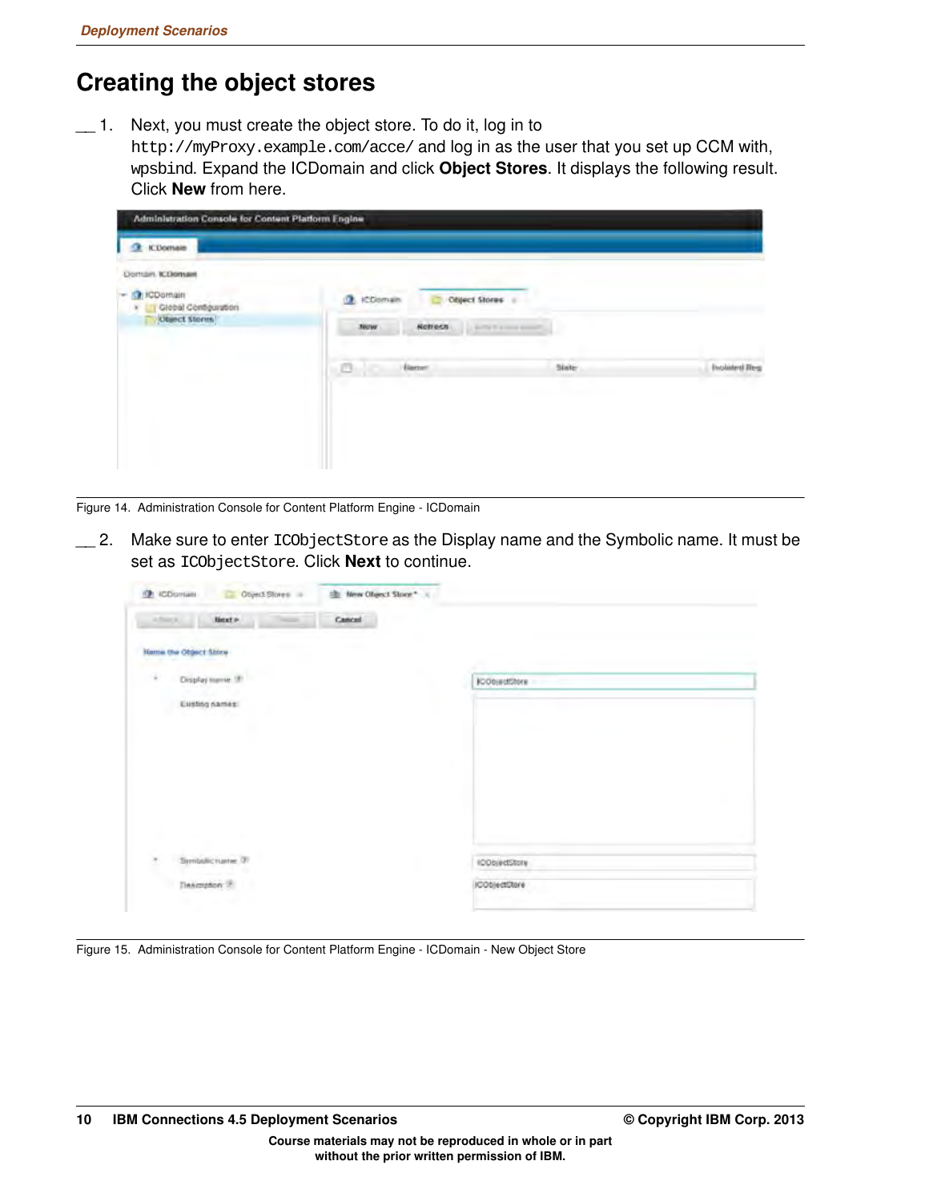## Creating the object stores

__ 1. Next, you must create the object store. To do it, log in to `http://myProxy.example.com/acce/` and log in as the user that you set up CCM with, wpsbind. Expand the ICDomain and click **Object Stores**. It displays the following result. Click **New** from here.

Figure 14. Administration Console for Content Platform Engine - ICDomain

__ 2. Make sure to enter `ICObjectStore` as the Display name and the Symbolic name. It must be set as `ICObjectStore`. Click **Next** to continue.

Figure 15. Administration Console for Content Platform Engine - ICDomain - New Object Store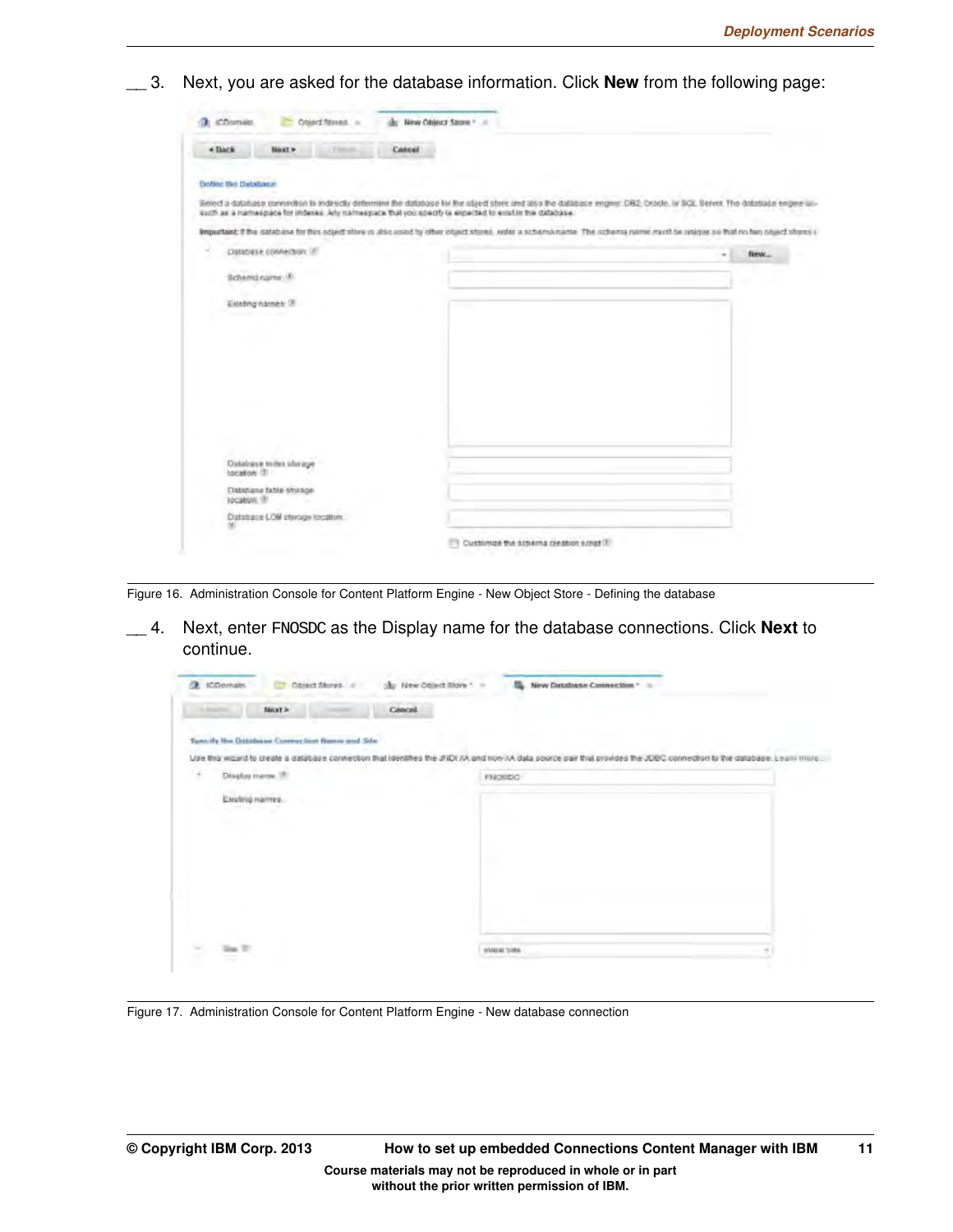__ 3. Next, you are asked for the database information. Click **New** from the following page:

Figure 16. Administration Console for Content Platform Engine - New Object Store - Defining the database

__ 4. Next, enter FNOSDC as the Display name for the database connections. Click **Next** to continue.

Figure 17. Administration Console for Content Platform Engine - New database connection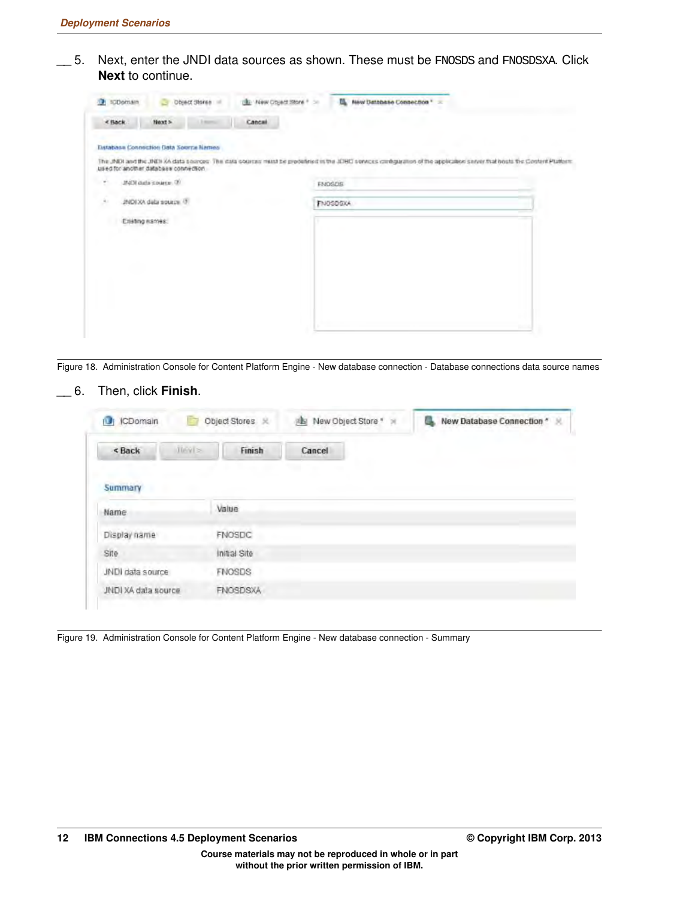__ 5. Next, enter the JNDI data sources as shown. These must be FNOSDS and FNOSDSXA. Click **Next** to continue.

Figure 18. Administration Console for Content Platform Engine - New database connection - Database connections data source names

__ 6. Then, click **Finish**.

Figure 19. Administration Console for Content Platform Engine - New database connection - Summary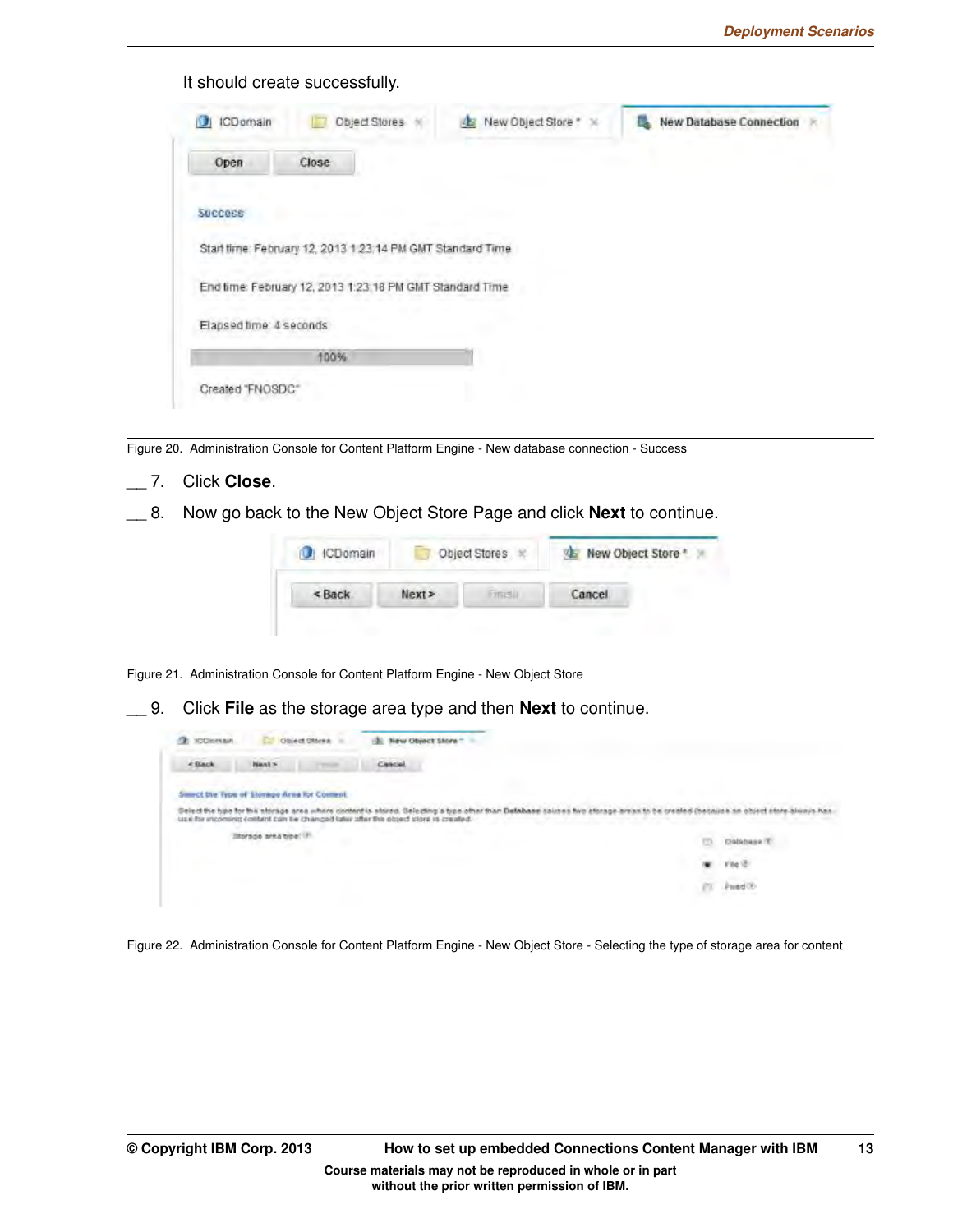It should create successfully.

Figure 20. Administration Console for Content Platform Engine - New database connection - Success

__ 7. Click **Close**.

__ 8. Now go back to the New Object Store Page and click **Next** to continue.

Figure 21. Administration Console for Content Platform Engine - New Object Store

__ 9. Click **File** as the storage area type and then **Next** to continue.

Figure 22. Administration Console for Content Platform Engine - New Object Store - Selecting the type of storage area for content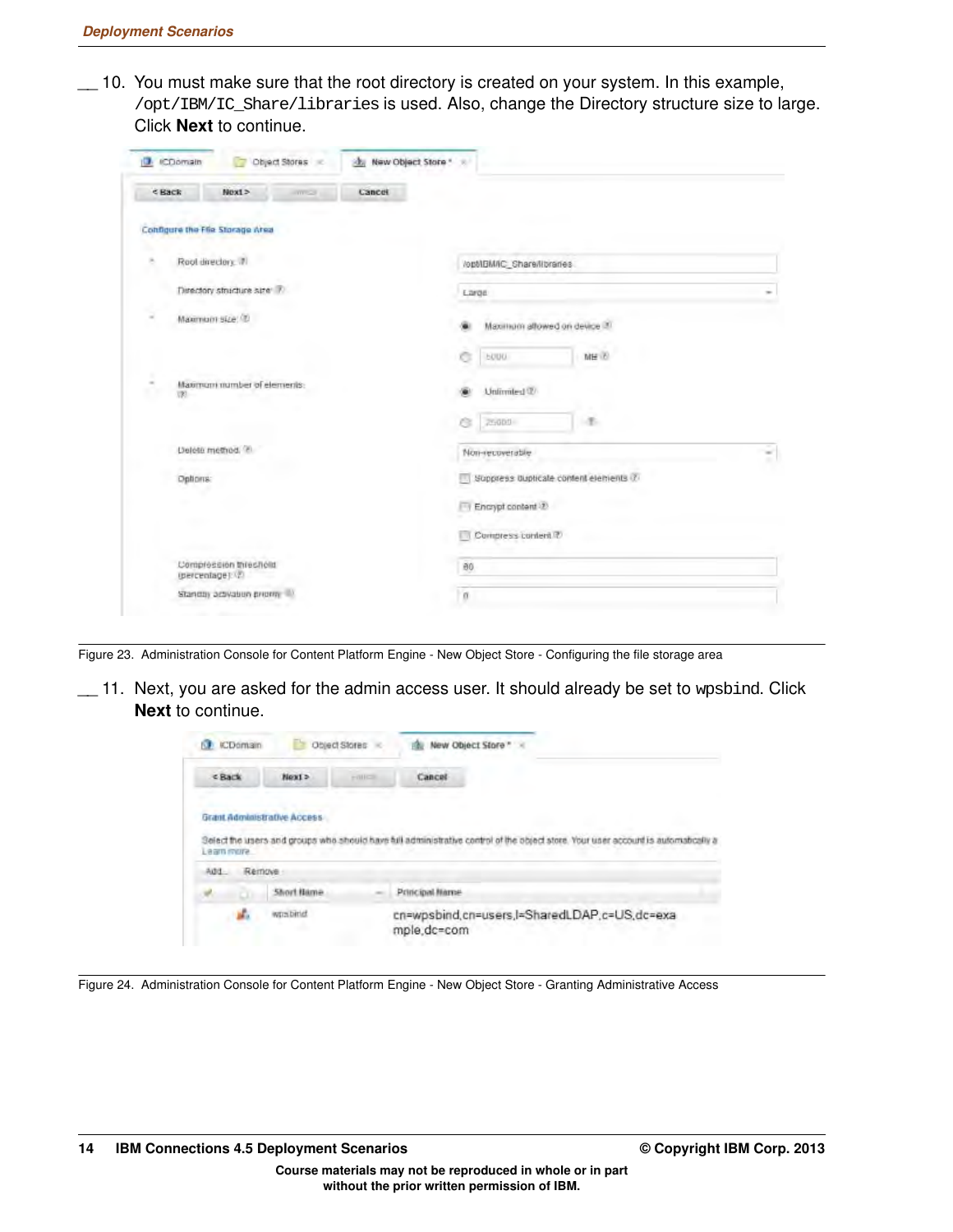__ 10. You must make sure that the root directory is created on your system. In this example, `/opt/IBM/IC_Share/libraries` is used. Also, change the Directory structure size to large. Click **Next** to continue.

Figure 23. Administration Console for Content Platform Engine - New Object Store - Configuring the file storage area

__ 11. Next, you are asked for the admin access user. It should already be set to `wpsbind`. Click **Next** to continue.

Figure 24. Administration Console for Content Platform Engine - New Object Store - Granting Administrative Access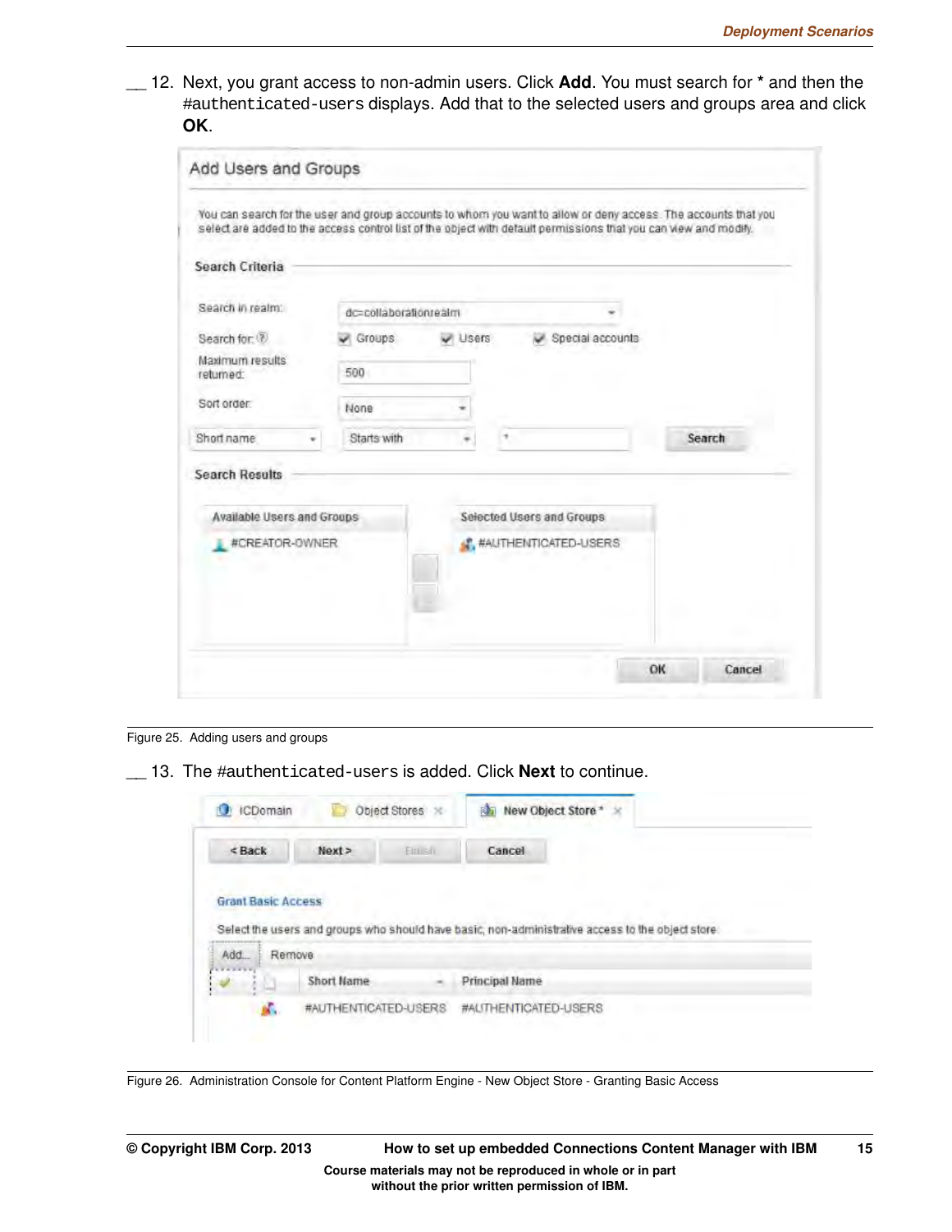__ 12. Next, you grant access to non-admin users. Click **Add**. You must search for * and then the `#authenticated-users` displays. Add that to the selected users and groups area and click **OK**.

Figure 25. Adding users and groups

__ 13. The `#authenticated-users` is added. Click **Next** to continue.

Figure 26. Administration Console for Content Platform Engine - New Object Store - Granting Basic Access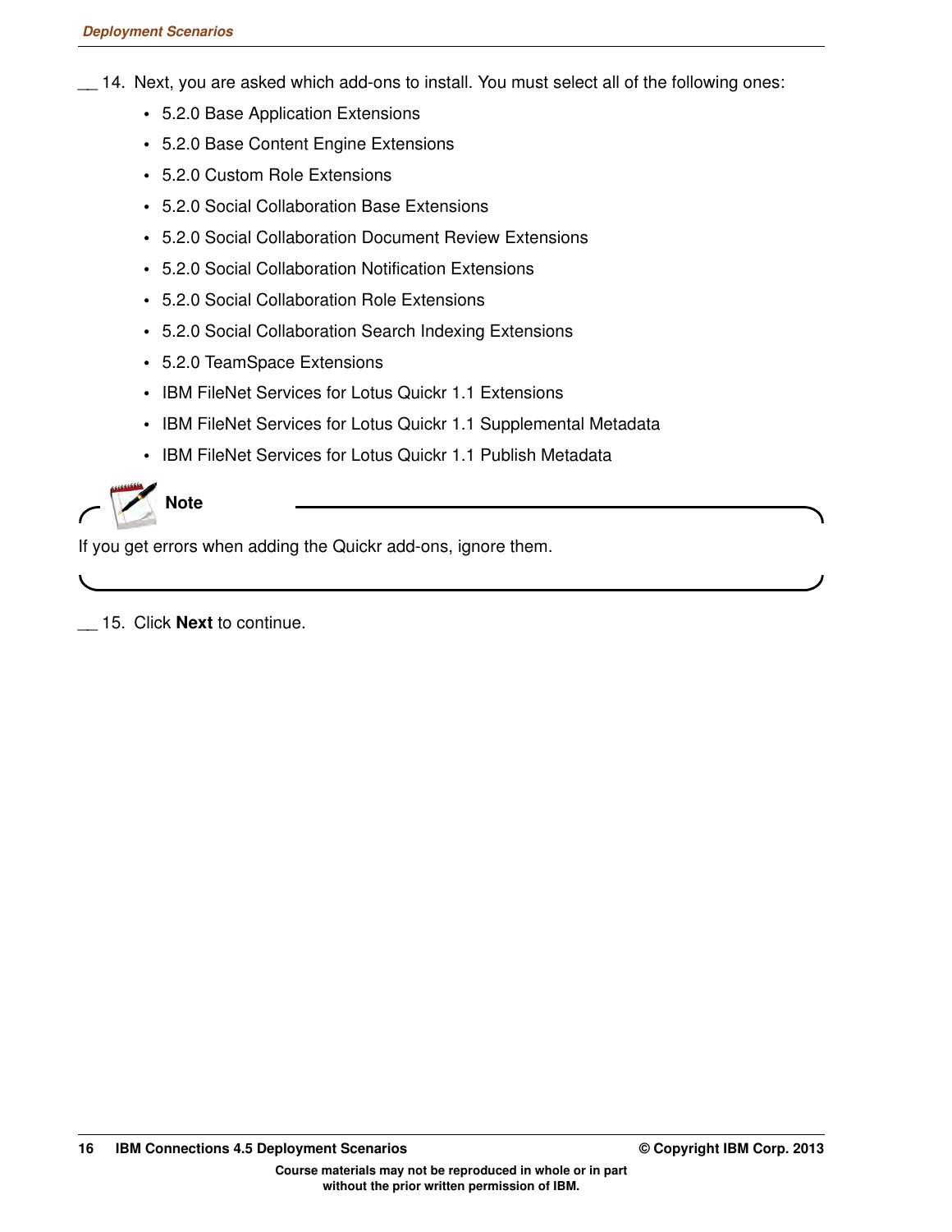__ 14. Next, you are asked which add-ons to install. You must select all of the following ones:

- 5.2.0 Base Application Extensions
- 5.2.0 Base Content Engine Extensions
- 5.2.0 Custom Role Extensions
- 5.2.0 Social Collaboration Base Extensions
- 5.2.0 Social Collaboration Document Review Extensions
- 5.2.0 Social Collaboration Notification Extensions
- 5.2.0 Social Collaboration Role Extensions
- 5.2.0 Social Collaboration Search Indexing Extensions
- 5.2.0 TeamSpace Extensions
- IBM FileNet Services for Lotus Quickr 1.1 Extensions
- IBM FileNet Services for Lotus Quickr 1.1 Supplemental Metadata
- IBM FileNet Services for Lotus Quickr 1.1 Publish Metadata

**Note**

If you get errors when adding the Quickr add-ons, ignore them.

__ 15. Click **Next** to continue.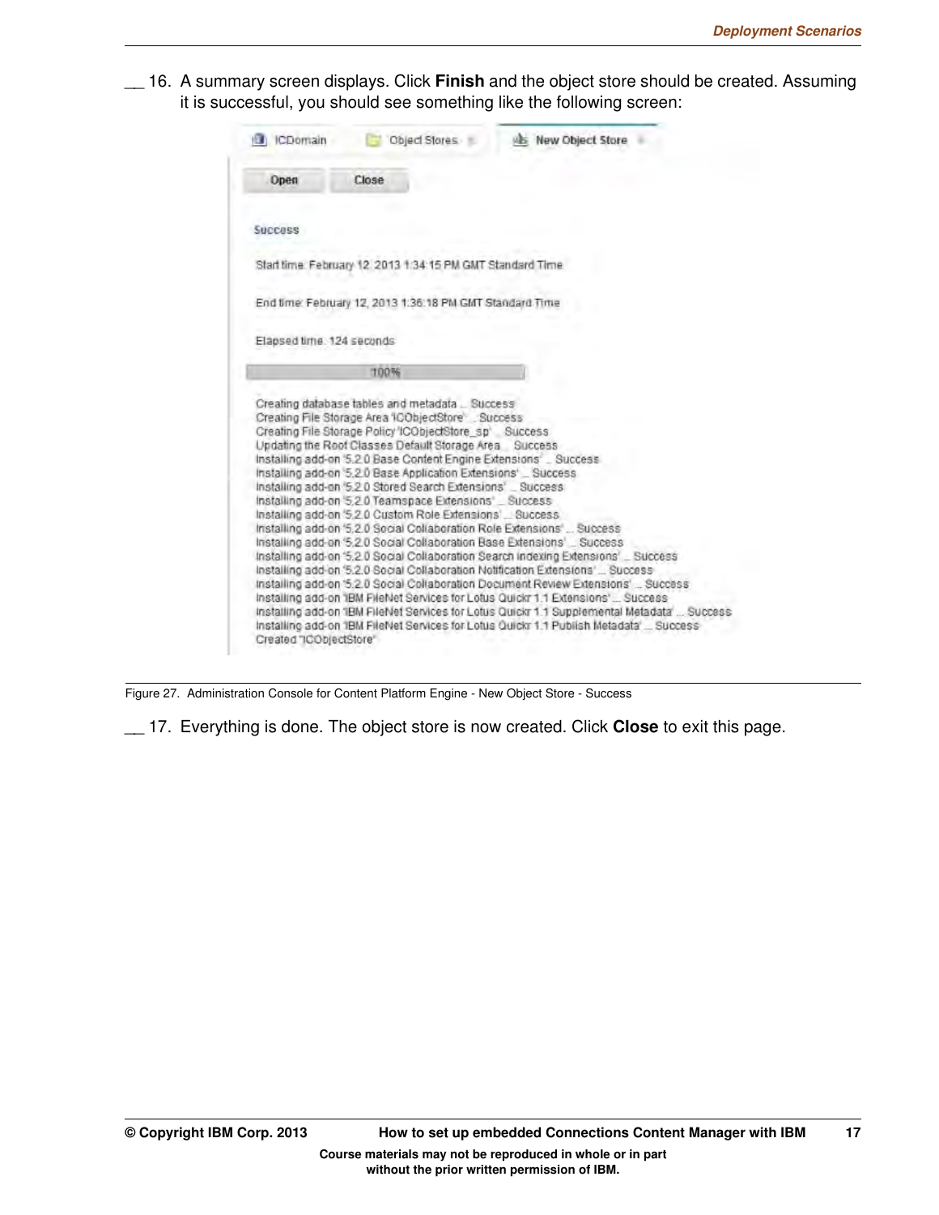__ 16. A summary screen displays. Click **Finish** and the object store should be created. Assuming it is successful, you should see something like the following screen:

Figure 27. Administration Console for Content Platform Engine - New Object Store - Success

__ 17. Everything is done. The object store is now created. Click **Close** to exit this page.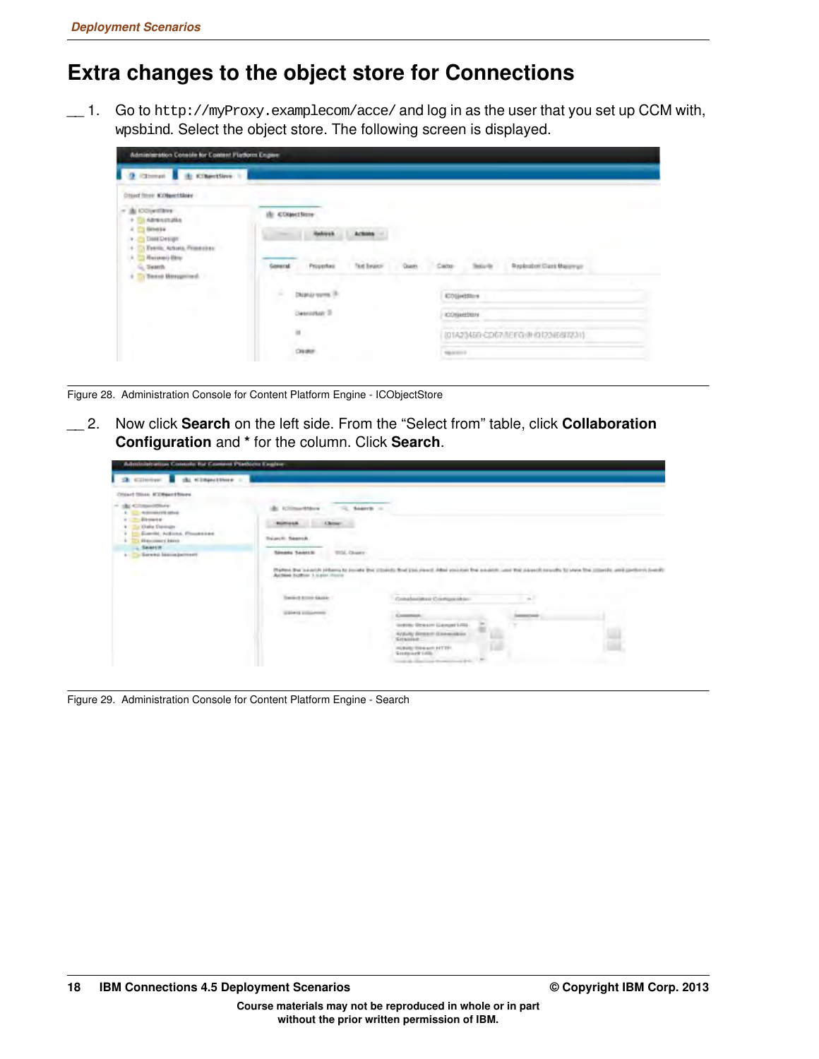# Extra changes to the object store for Connections

__ 1. Go to `http://myProxy.examplecom/acce/` and log in as the user that you set up CCM with, `wpsbind`. Select the object store. The following screen is displayed.

Figure 28. Administration Console for Content Platform Engine - ICObjectStore

__ 2. Now click **Search** on the left side. From the “Select from” table, click **Collaboration Configuration** and * for the column. Click **Search**.

Figure 29. Administration Console for Content Platform Engine - Search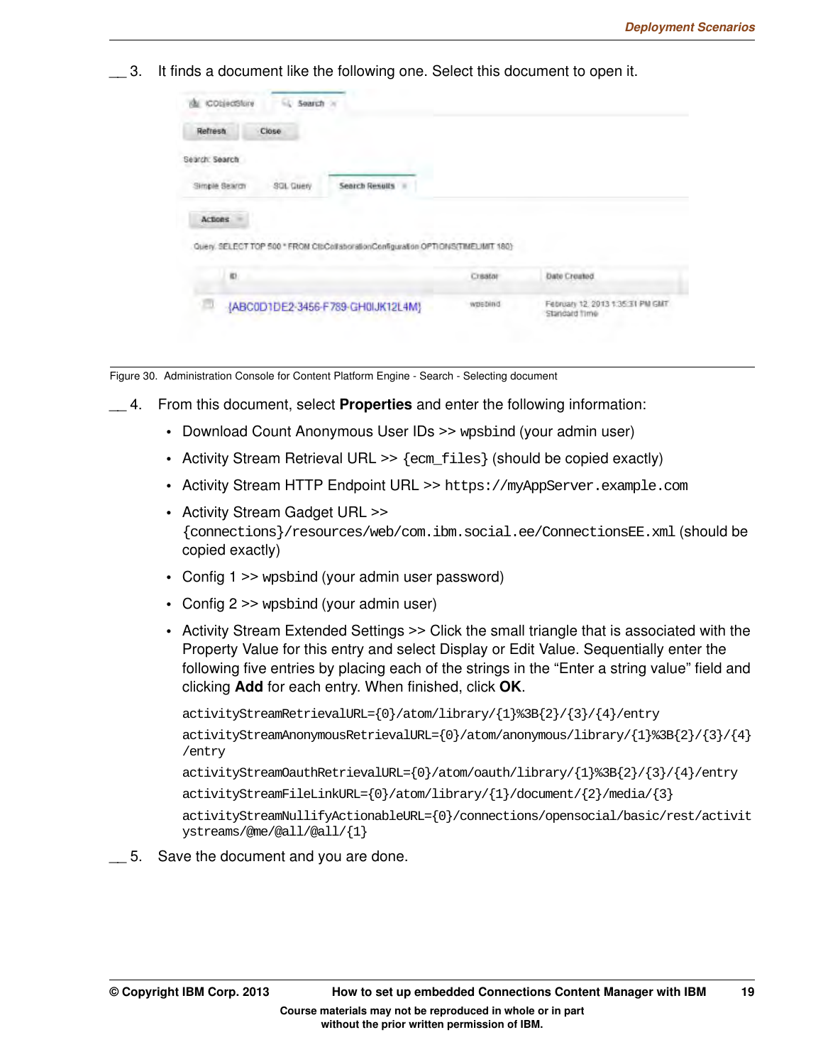__ 3. It finds a document like the following one. Select this document to open it.

Figure 30. Administration Console for Content Platform Engine - Search - Selecting document

__ 4. From this document, select **Properties** and enter the following information:

- Download Count Anonymous User IDs >> wpsbind (your admin user)
- Activity Stream Retrieval URL >> `{ecm_files}` (should be copied exactly)
- Activity Stream HTTP Endpoint URL >> `https://myAppServer.example.com`
- Activity Stream Gadget URL >> `{connections}/resources/web/com.ibm.social.ee/ConnectionsEE.xml` (should be copied exactly)
- Config 1 >> wpsbind (your admin user password)
- Config 2 >> wpsbind (your admin user)
- Activity Stream Extended Settings >> Click the small triangle that is associated with the Property Value for this entry and select Display or Edit Value. Sequentially enter the following five entries by placing each of the strings in the “Enter a string value” field and clicking **Add** for each entry. When finished, click **OK**.

```
activityStreamRetrievalURL={0}/atom/library/{1}%3B{2}/{3}/{4}/entry
activityStreamAnonymousRetrievalURL={0}/atom/anonymous/library/{1}%3B{2}/{3}/{4}/entry
activityStreamOauthRetrievalURL={0}/atom/oauth/library/{1}%3B{2}/{3}/{4}/entry
activityStreamFileLinkURL={0}/atom/library/{1}/document/{2}/media/{3}
activityStreamNullifyActionableURL={0}/connections/opensocial/basic/rest/activitystreams/@me/@all/@all/{1}
```

__ 5. Save the document and you are done.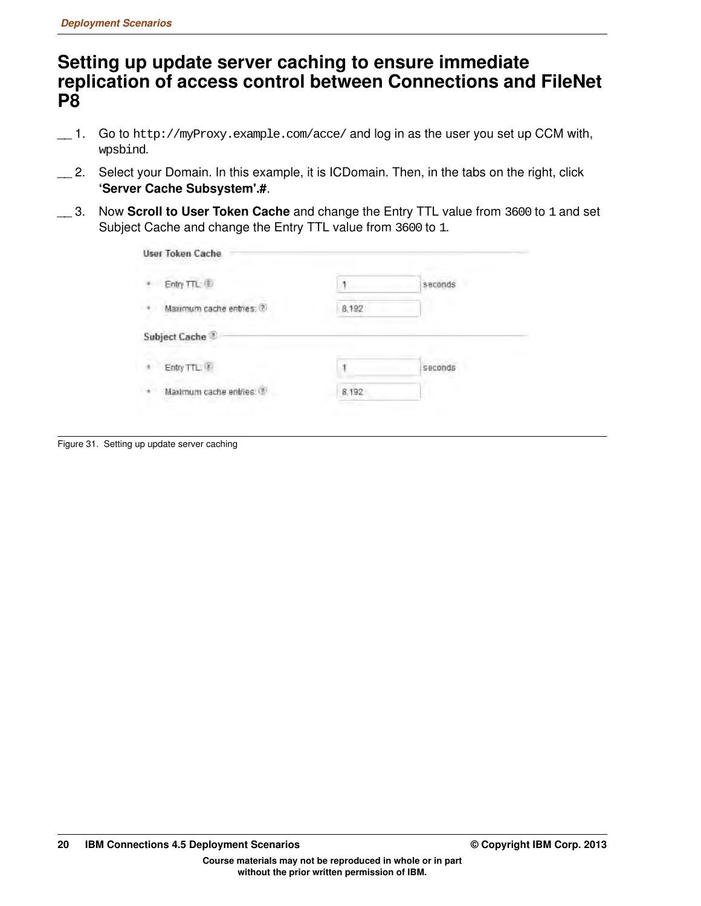# Setting up update server caching to ensure immediate replication of access control between Connections and FileNet P8

__ 1. Go to `http://myProxy.example.com/acce/` and log in as the user you set up CCM with, `wpsbind`.

__ 2. Select your Domain. In this example, it is ICDomain. Then, in the tabs on the right, click **'Server Cache Subsystem'.#**.

__ 3. Now **Scroll to User Token Cache** and change the Entry TTL value from `3600` to `1` and set Subject Cache and change the Entry TTL value from `3600` to `1`.

User Token Cache

- Entry TTL: 1 seconds
- Maximum cache entries: 8,192

Subject Cache

- Entry TTL: 1 seconds
- Maximum cache entries: 8,192

Figure 31. Setting up update server caching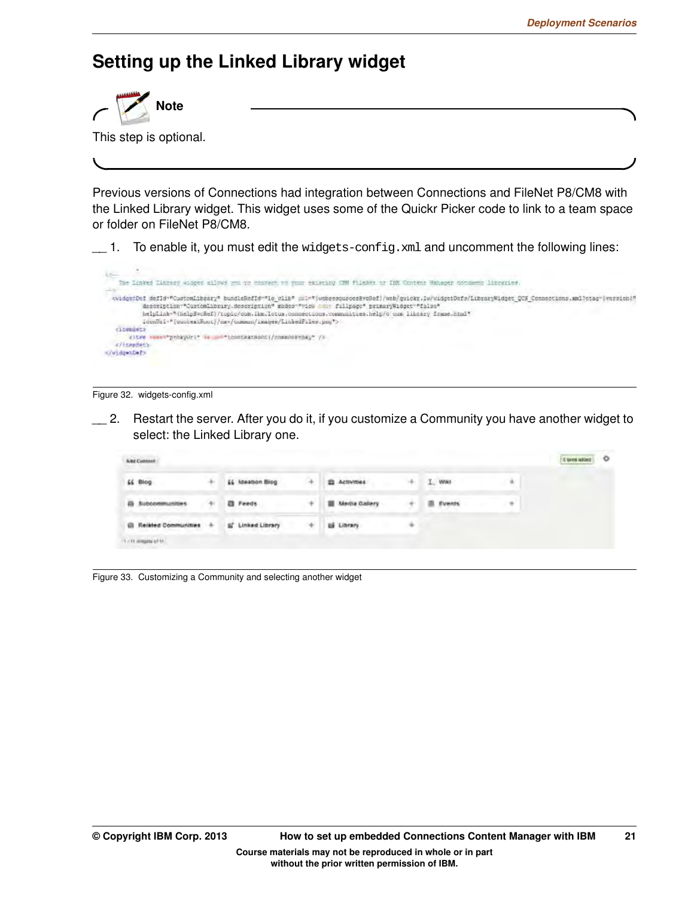## Setting up the Linked Library widget

**Note**

This step is optional.

Previous versions of Connections had integration between Connections and FileNet P8/CM8 with the Linked Library widget. This widget uses some of the Quickr Picker code to link to a team space or folder on FileNet P8/CM8.

__ 1. To enable it, you must edit the `widgets-config.xml` and uncomment the following lines:

Figure 32. widgets-config.xml

__ 2. Restart the server. After you do it, if you customize a Community you have another widget to select: the Linked Library one.

Figure 33. Customizing a Community and selecting another widget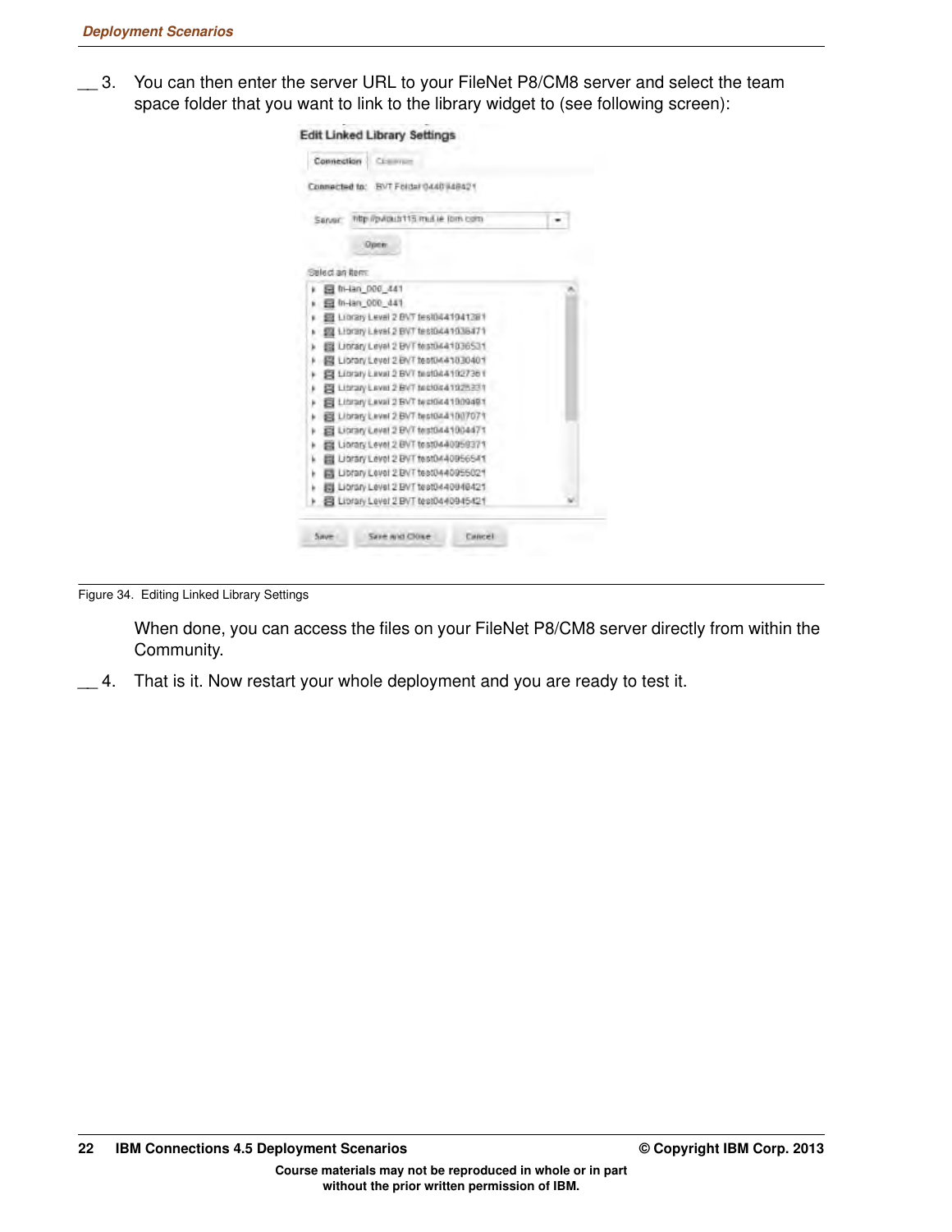__ 3. You can then enter the server URL to your FileNet P8/CM8 server and select the team space folder that you want to link to the library widget to (see following screen):

Figure 34. Editing Linked Library Settings

When done, you can access the files on your FileNet P8/CM8 server directly from within the Community.

__ 4. That is it. Now restart your whole deployment and you are ready to test it.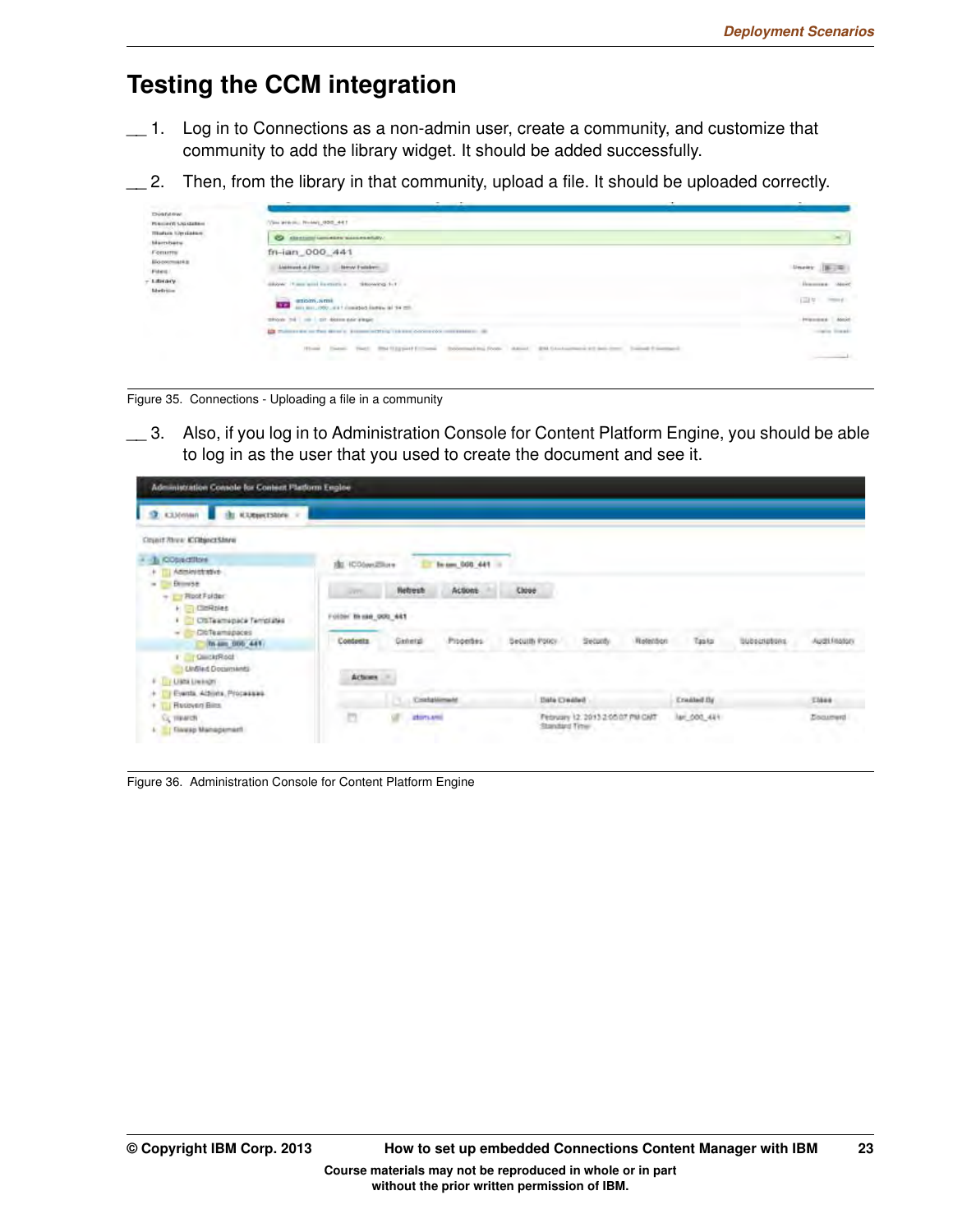# Testing the CCM integration

__ 1. Log in to Connections as a non-admin user, create a community, and customize that community to add the library widget. It should be added successfully.

__ 2. Then, from the library in that community, upload a file. It should be uploaded correctly.

Figure 35. Connections - Uploading a file in a community

__ 3. Also, if you log in to Administration Console for Content Platform Engine, you should be able to log in as the user that you used to create the document and see it.

Figure 36. Administration Console for Content Platform Engine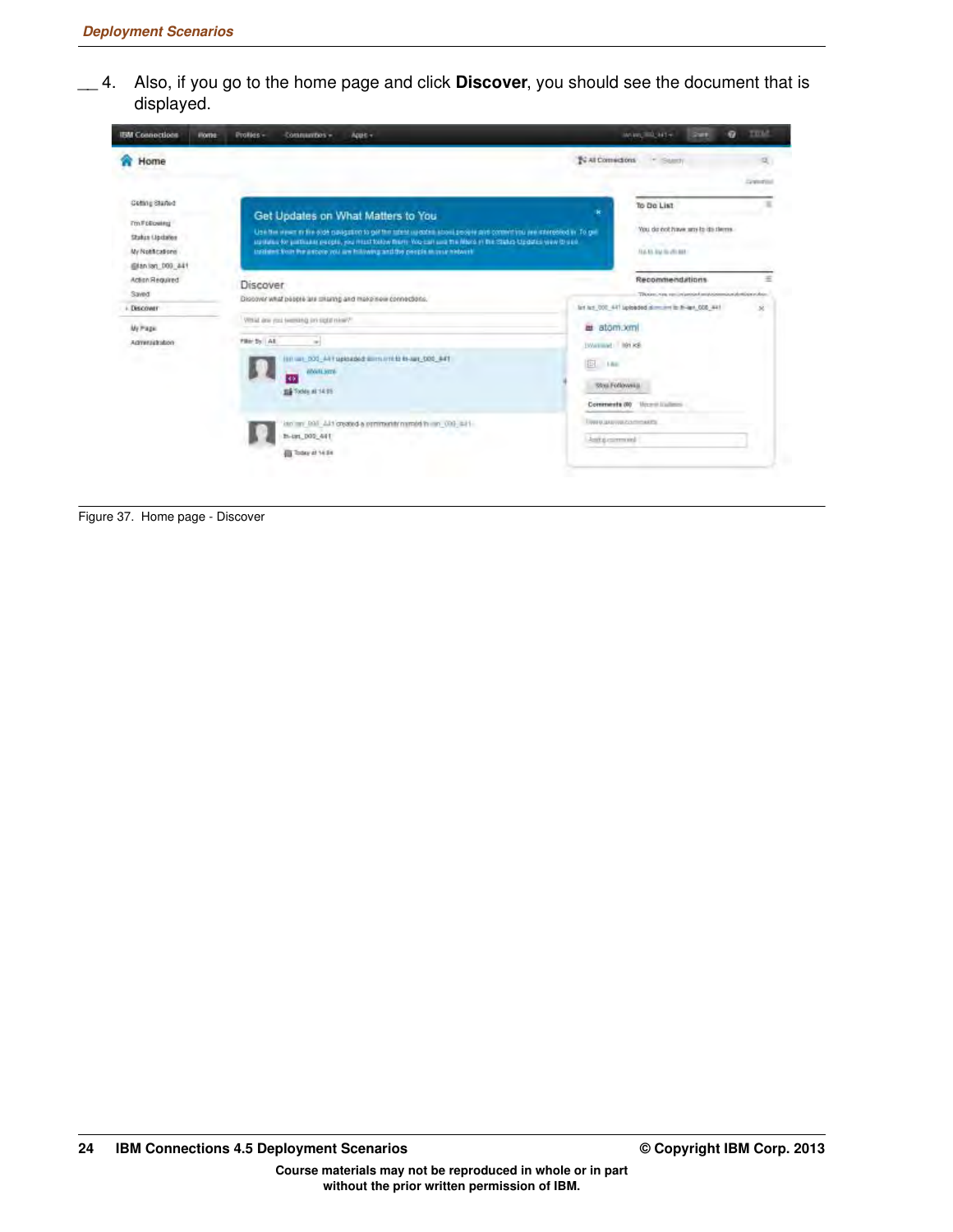__ 4. Also, if you go to the home page and click **Discover**, you should see the document that is displayed.

Figure 37. Home page - Discover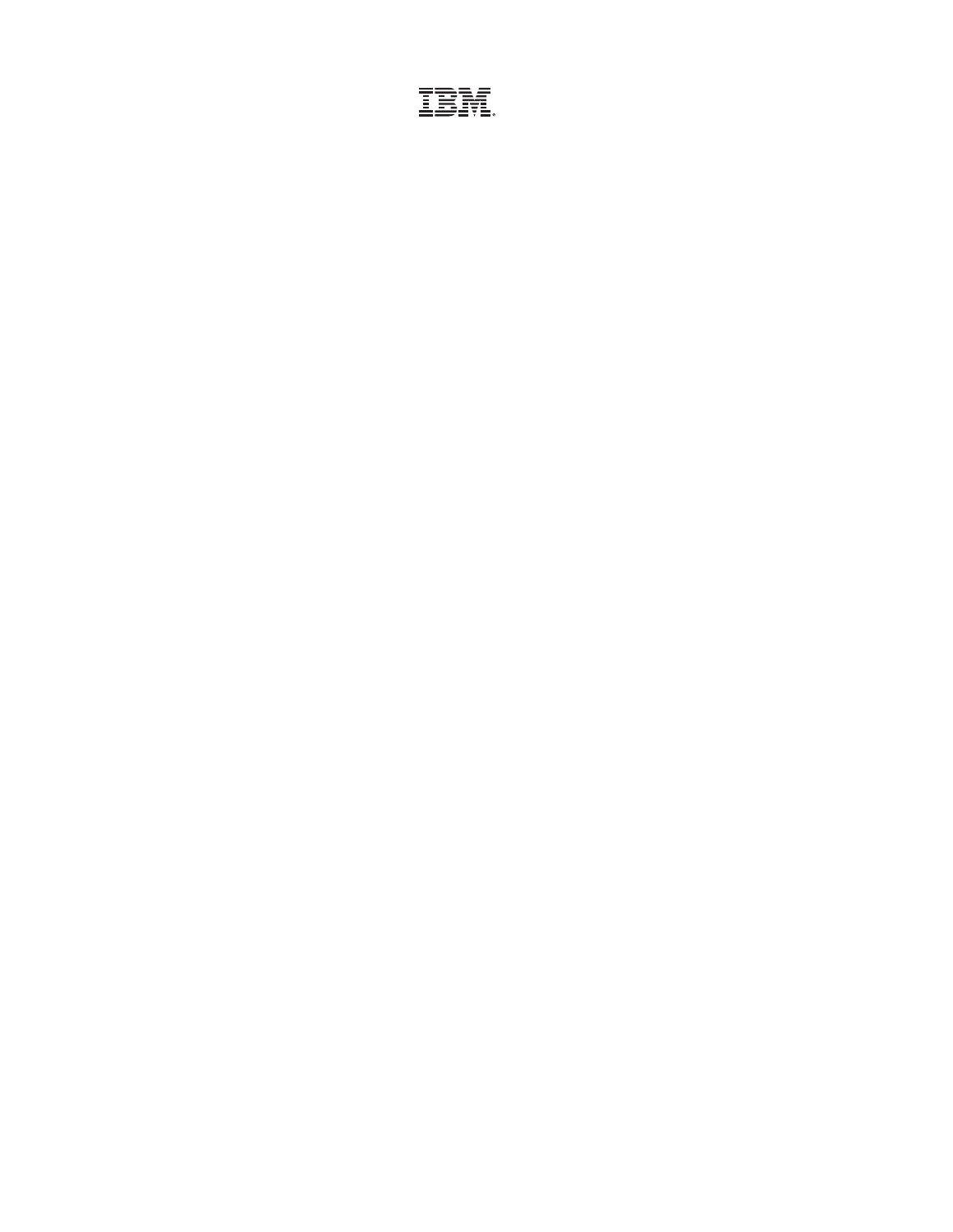IBM®